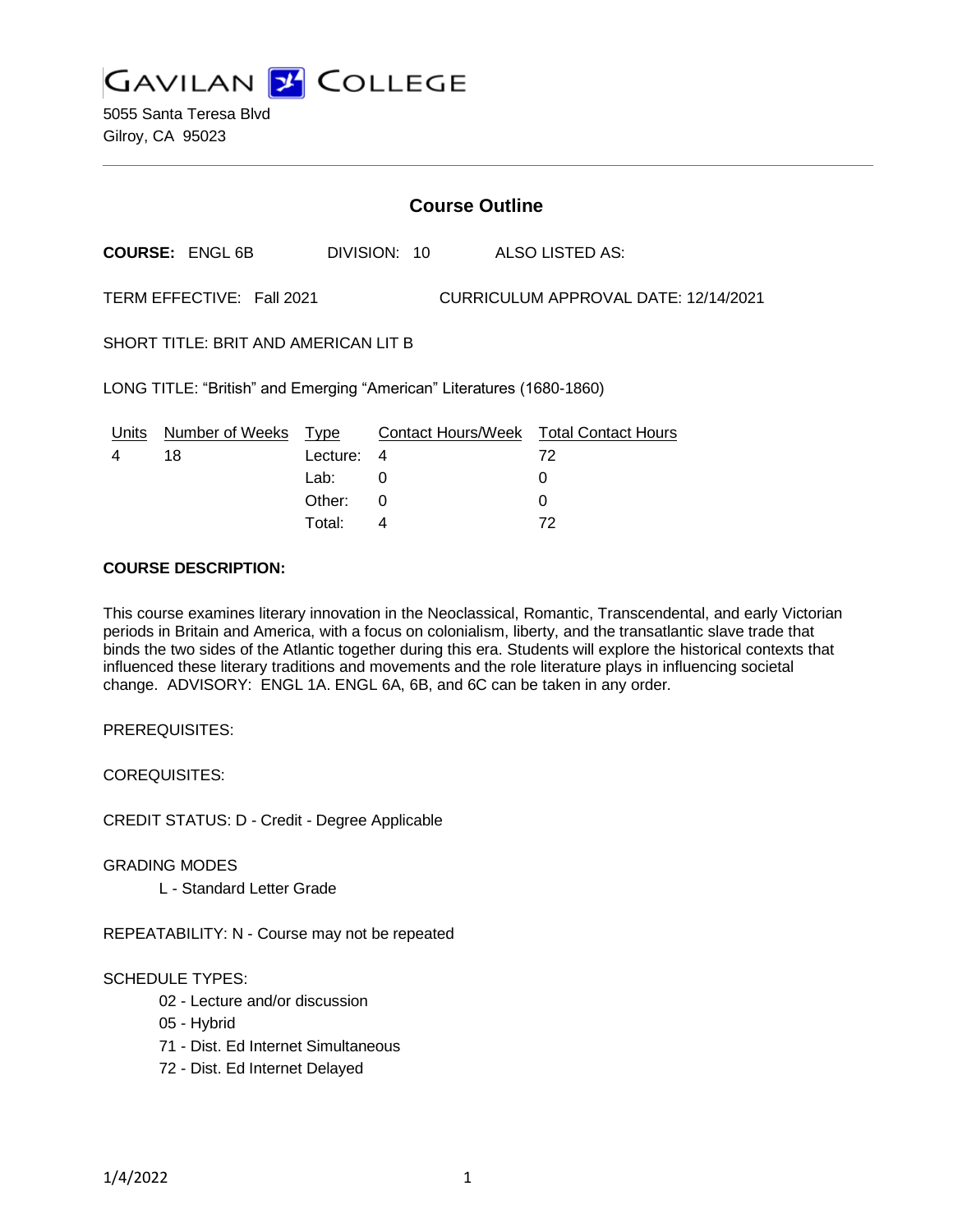# GAVILAN COLLEGE

5055 Santa Teresa Blvd
Gilroy, CA 95023

## Course Outline

**COURSE:** ENGL 6B DIVISION: 10 ALSO LISTED AS:

TERM EFFECTIVE: Fall 2021 CURRICULUM APPROVAL DATE: 12/14/2021

SHORT TITLE: BRIT AND AMERICAN LIT B

LONG TITLE: "British" and Emerging "American" Literatures (1680-1860)

| Units | Number of Weeks | Type | Contact Hours/Week | Total Contact Hours |
|---|---|---|---|---|
| 4 | 18 | Lecture: | 4 | 72 |
| | | Lab: | 0 | 0 |
| | | Other: | 0 | 0 |
| | | Total: | 4 | 72 |

**COURSE DESCRIPTION:**

This course examines literary innovation in the Neoclassical, Romantic, Transcendental, and early Victorian periods in Britain and America, with a focus on colonialism, liberty, and the transatlantic slave trade that binds the two sides of the Atlantic together during this era. Students will explore the historical contexts that influenced these literary traditions and movements and the role literature plays in influencing societal change. ADVISORY: ENGL 1A. ENGL 6A, 6B, and 6C can be taken in any order.

PREREQUISITES:

COREQUISITES:

CREDIT STATUS: D - Credit - Degree Applicable

GRADING MODES

- L - Standard Letter Grade

REPEATABILITY: N - Course may not be repeated

SCHEDULE TYPES:

- 02 - Lecture and/or discussion
- 05 - Hybrid
- 71 - Dist. Ed Internet Simultaneous
- 72 - Dist. Ed Internet Delayed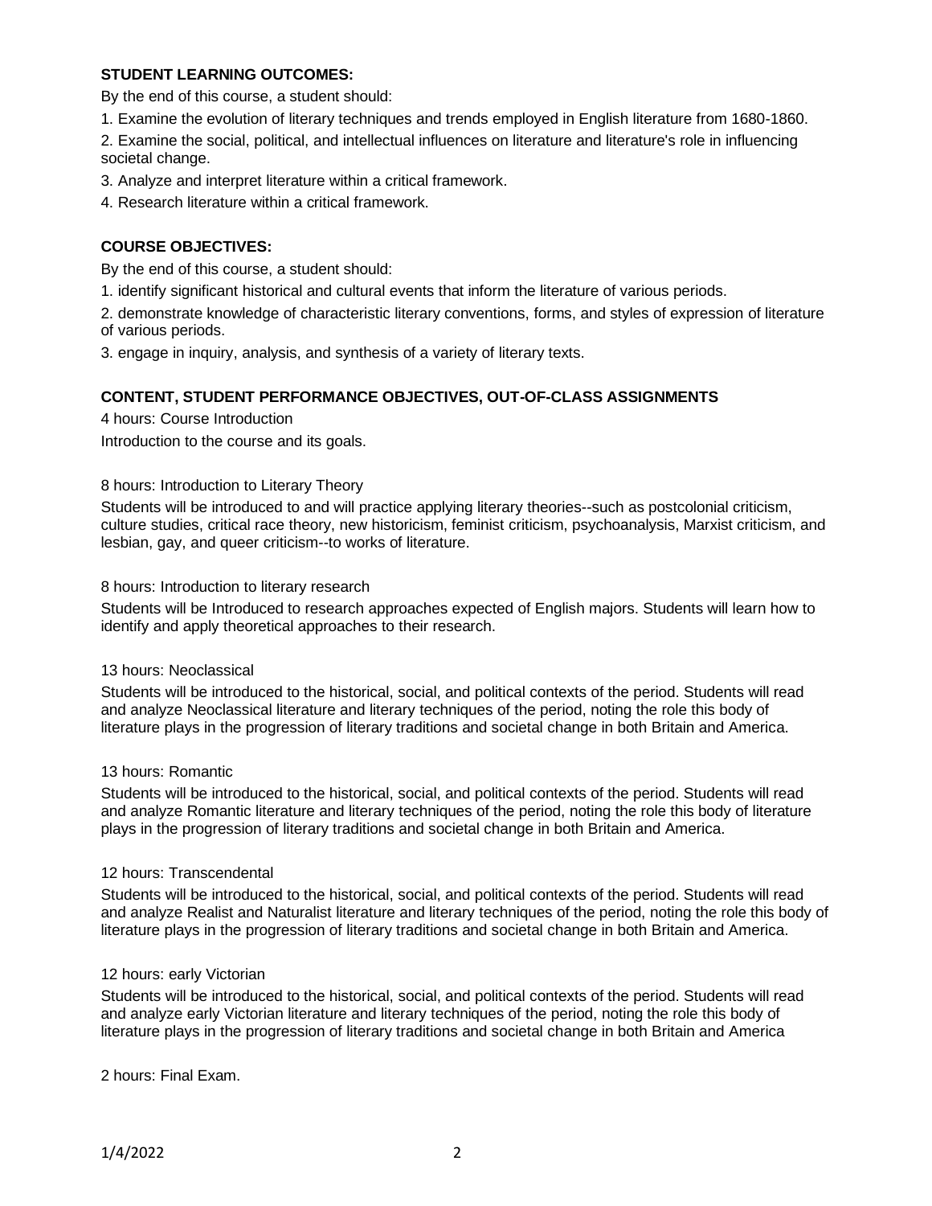**STUDENT LEARNING OUTCOMES:**

By the end of this course, a student should:

1. Examine the evolution of literary techniques and trends employed in English literature from 1680-1860.
2. Examine the social, political, and intellectual influences on literature and literature's role in influencing societal change.
3. Analyze and interpret literature within a critical framework.
4. Research literature within a critical framework.

**COURSE OBJECTIVES:**

By the end of this course, a student should:

1. identify significant historical and cultural events that inform the literature of various periods.
2. demonstrate knowledge of characteristic literary conventions, forms, and styles of expression of literature of various periods.
3. engage in inquiry, analysis, and synthesis of a variety of literary texts.

**CONTENT, STUDENT PERFORMANCE OBJECTIVES, OUT-OF-CLASS ASSIGNMENTS**

4 hours: Course Introduction

Introduction to the course and its goals.

8 hours: Introduction to Literary Theory

Students will be introduced to and will practice applying literary theories--such as postcolonial criticism, culture studies, critical race theory, new historicism, feminist criticism, psychoanalysis, Marxist criticism, and lesbian, gay, and queer criticism--to works of literature.

8 hours: Introduction to literary research

Students will be Introduced to research approaches expected of English majors. Students will learn how to identify and apply theoretical approaches to their research.

13 hours: Neoclassical

Students will be introduced to the historical, social, and political contexts of the period. Students will read and analyze Neoclassical literature and literary techniques of the period, noting the role this body of literature plays in the progression of literary traditions and societal change in both Britain and America.

13 hours: Romantic

Students will be introduced to the historical, social, and political contexts of the period. Students will read and analyze Romantic literature and literary techniques of the period, noting the role this body of literature plays in the progression of literary traditions and societal change in both Britain and America.

12 hours: Transcendental

Students will be introduced to the historical, social, and political contexts of the period. Students will read and analyze Realist and Naturalist literature and literary techniques of the period, noting the role this body of literature plays in the progression of literary traditions and societal change in both Britain and America.

12 hours: early Victorian

Students will be introduced to the historical, social, and political contexts of the period. Students will read and analyze early Victorian literature and literary techniques of the period, noting the role this body of literature plays in the progression of literary traditions and societal change in both Britain and America

2 hours: Final Exam.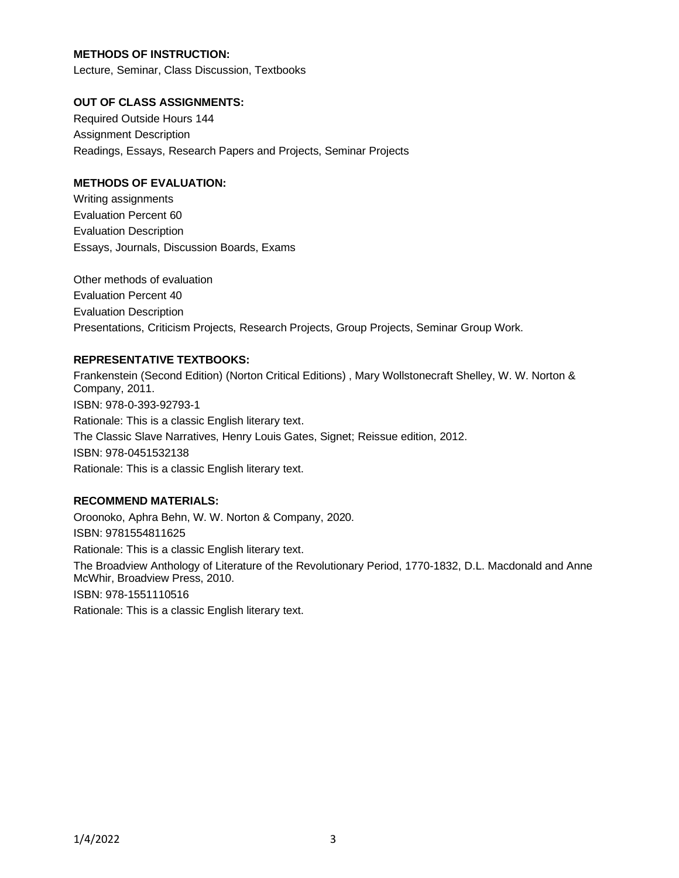**METHODS OF INSTRUCTION:**
Lecture, Seminar, Class Discussion, Textbooks

**OUT OF CLASS ASSIGNMENTS:**
Required Outside Hours 144
Assignment Description
Readings, Essays, Research Papers and Projects, Seminar Projects

**METHODS OF EVALUATION:**
Writing assignments
Evaluation Percent 60
Evaluation Description
Essays, Journals, Discussion Boards, Exams

Other methods of evaluation
Evaluation Percent 40
Evaluation Description
Presentations, Criticism Projects, Research Projects, Group Projects, Seminar Group Work.

**REPRESENTATIVE TEXTBOOKS:**
Frankenstein (Second Edition) (Norton Critical Editions) , Mary Wollstonecraft Shelley, W. W. Norton & Company, 2011.
ISBN: 978-0-393-92793-1
Rationale: This is a classic English literary text.
The Classic Slave Narratives, Henry Louis Gates, Signet; Reissue edition, 2012.
ISBN: 978-0451532138
Rationale: This is a classic English literary text.

**RECOMMEND MATERIALS:**
Oroonoko, Aphra Behn, W. W. Norton & Company, 2020.
ISBN: 9781554811625
Rationale: This is a classic English literary text.
The Broadview Anthology of Literature of the Revolutionary Period, 1770-1832, D.L. Macdonald and Anne McWhir, Broadview Press, 2010.
ISBN: 978-1551110516
Rationale: This is a classic English literary text.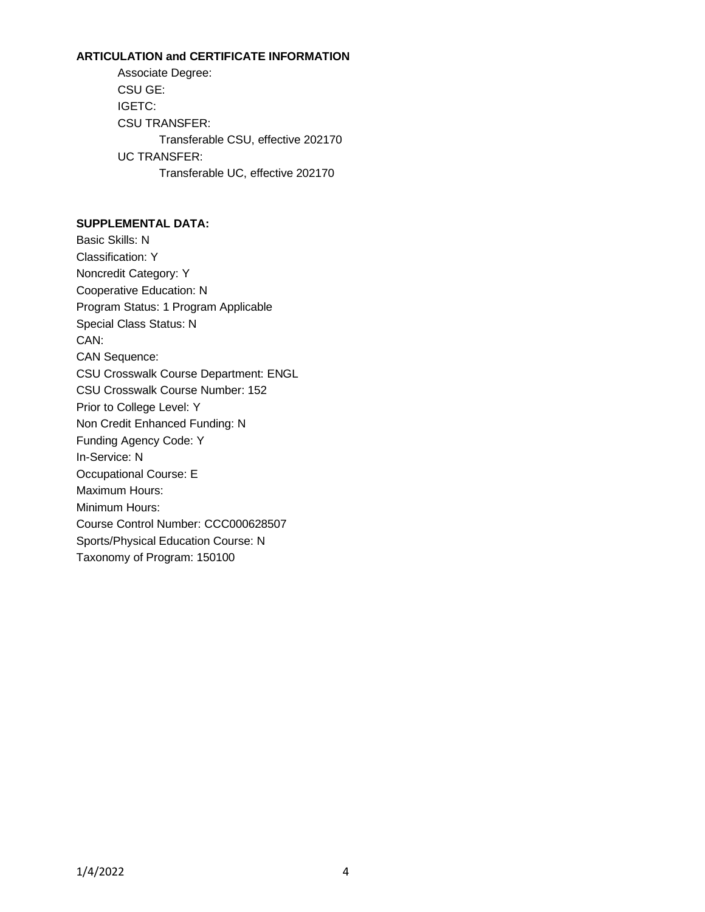**ARTICULATION and CERTIFICATE INFORMATION**

Associate Degree:

CSU GE:

IGETC:

CSU TRANSFER:

Transferable CSU, effective 202170

UC TRANSFER:

Transferable UC, effective 202170

**SUPPLEMENTAL DATA:**

Basic Skills: N
Classification: Y
Noncredit Category: Y
Cooperative Education: N
Program Status: 1 Program Applicable
Special Class Status: N
CAN:
CAN Sequence:
CSU Crosswalk Course Department: ENGL
CSU Crosswalk Course Number: 152
Prior to College Level: Y
Non Credit Enhanced Funding: N
Funding Agency Code: Y
In-Service: N
Occupational Course: E
Maximum Hours:
Minimum Hours:
Course Control Number: CCC000628507
Sports/Physical Education Course: N
Taxonomy of Program: 150100